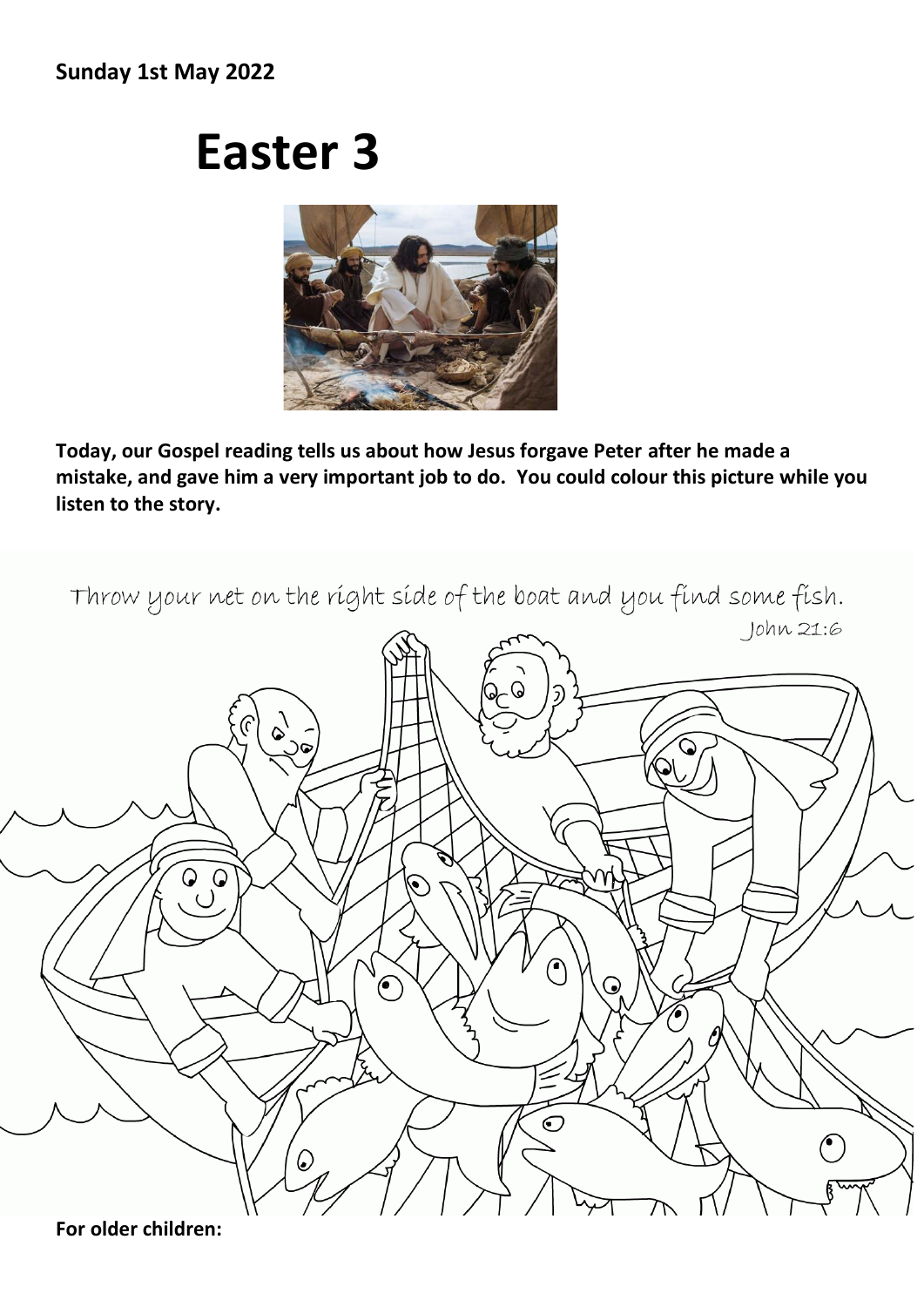**Sunday 1st May 2022**

# Easter 3

**Today, our Gospel reading tells us about how Jesus forgave Peter after he made a mistake, and gave him a very important job to do. You could colour this picture while you listen to the story.**

Throw your net on the right side of the boat and you find some fish.
John 21:6

**For older children:**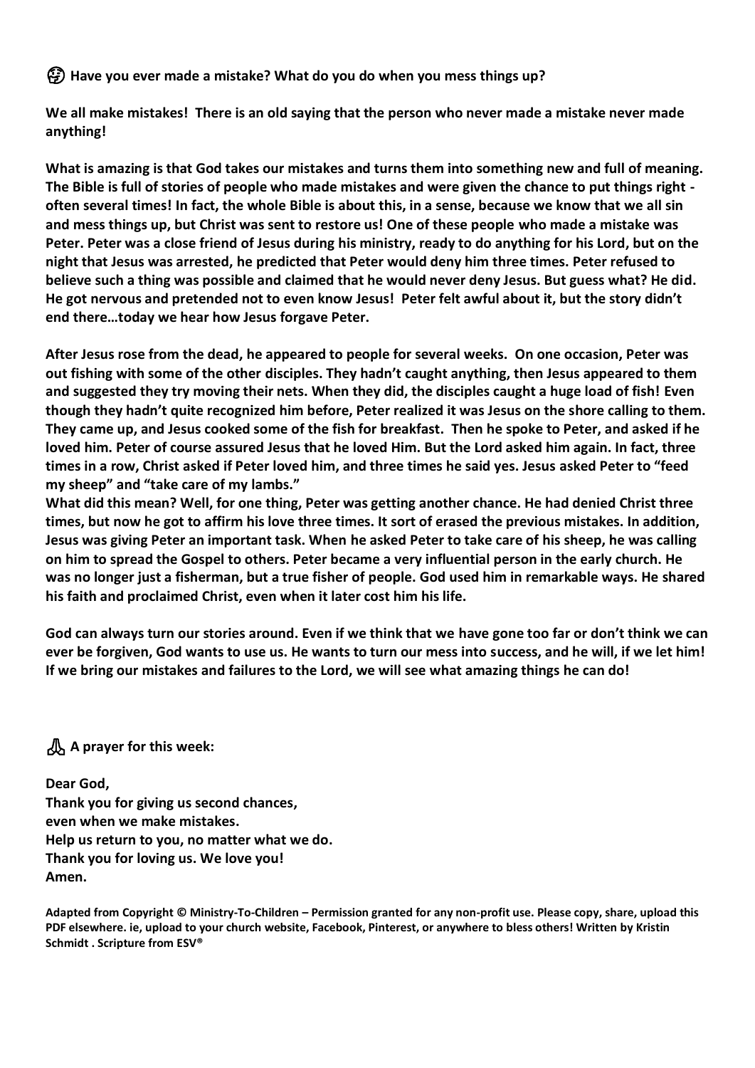**🤔 Have you ever made a mistake? What do you do when you mess things up?**

**We all make mistakes! There is an old saying that the person who never made a mistake never made anything!**

**What is amazing is that God takes our mistakes and turns them into something new and full of meaning. The Bible is full of stories of people who made mistakes and were given the chance to put things right - often several times! In fact, the whole Bible is about this, in a sense, because we know that we all sin and mess things up, but Christ was sent to restore us! One of these people who made a mistake was Peter. Peter was a close friend of Jesus during his ministry, ready to do anything for his Lord, but on the night that Jesus was arrested, he predicted that Peter would deny him three times. Peter refused to believe such a thing was possible and claimed that he would never deny Jesus. But guess what? He did. He got nervous and pretended not to even know Jesus! Peter felt awful about it, but the story didn't end there…today we hear how Jesus forgave Peter.**

**After Jesus rose from the dead, he appeared to people for several weeks. On one occasion, Peter was out fishing with some of the other disciples. They hadn't caught anything, then Jesus appeared to them and suggested they try moving their nets. When they did, the disciples caught a huge load of fish! Even though they hadn't quite recognized him before, Peter realized it was Jesus on the shore calling to them. They came up, and Jesus cooked some of the fish for breakfast. Then he spoke to Peter, and asked if he loved him. Peter of course assured Jesus that he loved Him. But the Lord asked him again. In fact, three times in a row, Christ asked if Peter loved him, and three times he said yes. Jesus asked Peter to "feed my sheep" and "take care of my lambs."**
**What did this mean? Well, for one thing, Peter was getting another chance. He had denied Christ three times, but now he got to affirm his love three times. It sort of erased the previous mistakes. In addition, Jesus was giving Peter an important task. When he asked Peter to take care of his sheep, he was calling on him to spread the Gospel to others. Peter became a very influential person in the early church. He was no longer just a fisherman, but a true fisher of people. God used him in remarkable ways. He shared his faith and proclaimed Christ, even when it later cost him his life.**

**God can always turn our stories around. Even if we think that we have gone too far or don't think we can ever be forgiven, God wants to use us. He wants to turn our mess into success, and he will, if we let him! If we bring our mistakes and failures to the Lord, we will see what amazing things he can do!**

**🙏 A prayer for this week:**

**Dear God,**
**Thank you for giving us second chances,**
**even when we make mistakes.**
**Help us return to you, no matter what we do.**
**Thank you for loving us. We love you!**
**Amen.**

**Adapted from Copyright © Ministry-To-Children – Permission granted for any non-profit use. Please copy, share, upload this PDF elsewhere. ie, upload to your church website, Facebook, Pinterest, or anywhere to bless others! Written by Kristin Schmidt . Scripture from ESV®**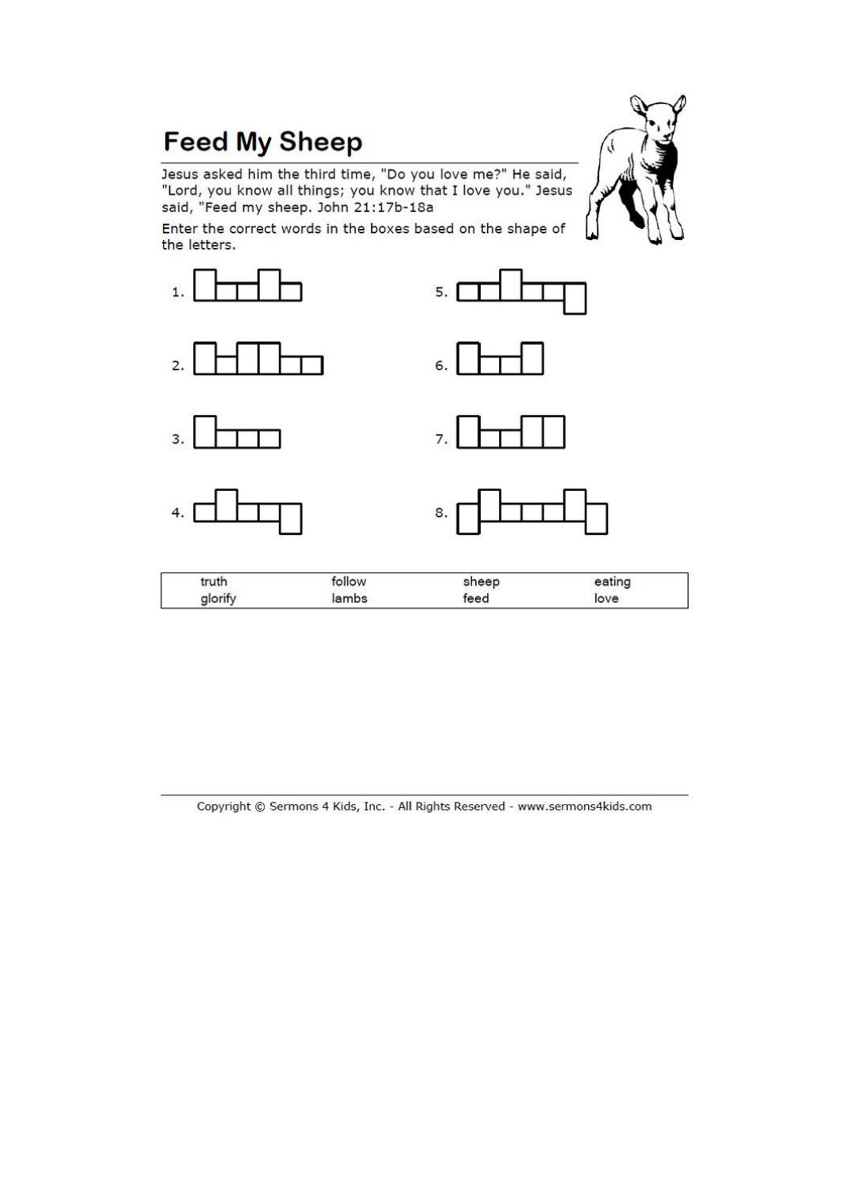# Feed My Sheep

Jesus asked him the third time, "Do you love me?" He said, "Lord, you know all things; you know that I love you." Jesus said, "Feed my sheep. John 21:17b-18a

Enter the correct words in the boxes based on the shape of the letters.

1.

2.

3.

4.

5.

6.

7.

8.

| | | | |
|---|---|---|---|
| truth | follow | sheep | eating |
| glorify | lambs | feed | love |

Copyright © Sermons 4 Kids, Inc. - All Rights Reserved - www.sermons4kids.com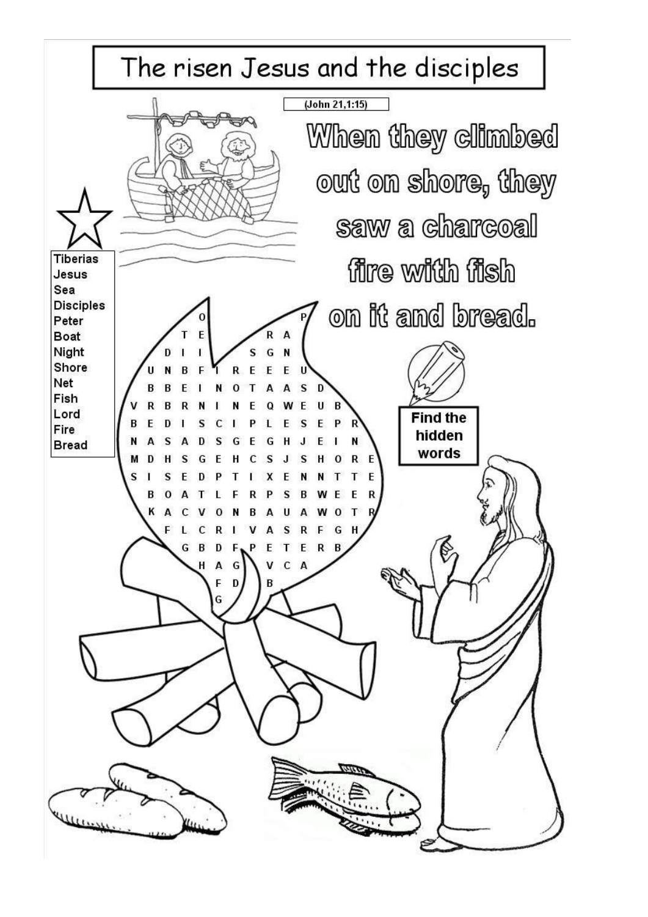# The risen Jesus and the disciples

(John 21,1:15)

**When they climbed out on shore, they saw a charcoal fire with fish on it and bread.**

- Tiberias
- Jesus
- Sea
- Disciples
- Peter
- Boat
- Night
- Shore
- Net
- Fish
- Lord
- Fire
- Bread

**Find the hidden words**

```
          O             P
        T E           R A
      D I I         S G N
    U N B F I R E E E U
    B B E I N O T A A S D
  V R B R N I N E Q W E U B
  B E D I S C I P L E S E P R
  N A S A D S G E H J E I N
  M D H S G E H C S J S H O R E
  S I S E D P T I X E N N T T E
    B O A T L F R P S B W E E R
    K A C V O N B A U A W O T R
      F L C R I V A S R F G H
        G B D F P E T E R B
          H A G   V C A
            F D   B
            G
```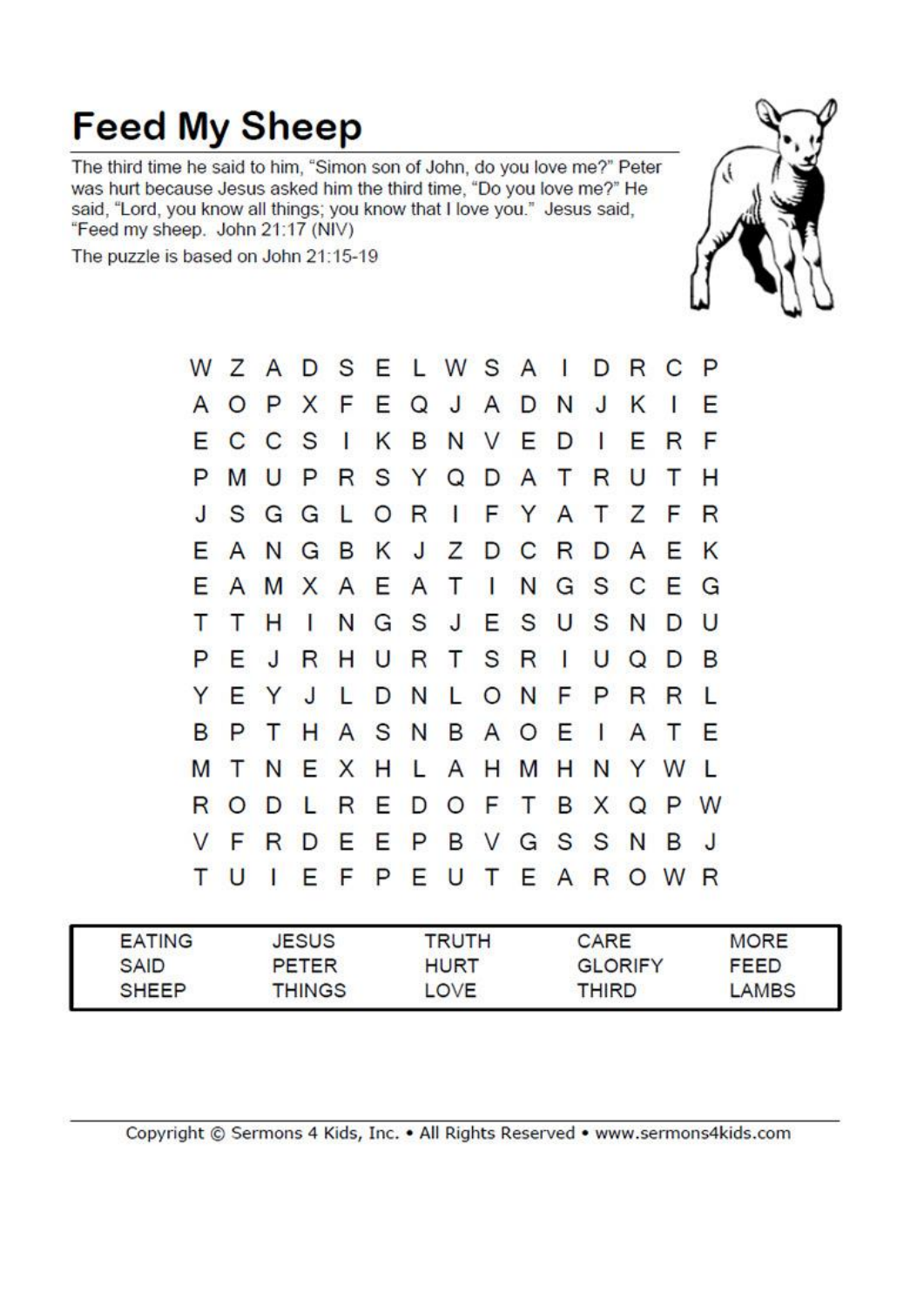# Feed My Sheep

The third time he said to him, "Simon son of John, do you love me?" Peter was hurt because Jesus asked him the third time, "Do you love me?" He said, "Lord, you know all things; you know that I love you." Jesus said, "Feed my sheep. John 21:17 (NIV)

The puzzle is based on John 21:15-19

```
W Z A D S E L W S A I D R C P
A O P X F E Q J A D N J K I E
E C C S I K B N V E D I E R F
P M U P R S Y Q D A T R U T H
J S G G L O R I F Y A T Z F R
E A N G B K J Z D C R D A E K
E A M X A E A T I N G S C E G
T T H I N G S J E S U S N D U
P E J R H U R T S R I U Q D B
Y E Y J L D N L O N F P R R L
B P T H A S N B A O E I A T E
M T N E X H L A H M H N Y W L
R O D L R E D O F T B X Q P W
V F R D E E P B V G S S N B J
T U I E F P E U T E A R O W R
```

| | | | | |
|---|---|---|---|---|
| EATING | JESUS | TRUTH | CARE | MORE |
| SAID | PETER | HURT | GLORIFY | FEED |
| SHEEP | THINGS | LOVE | THIRD | LAMBS |

Copyright © Sermons 4 Kids, Inc. • All Rights Reserved • www.sermons4kids.com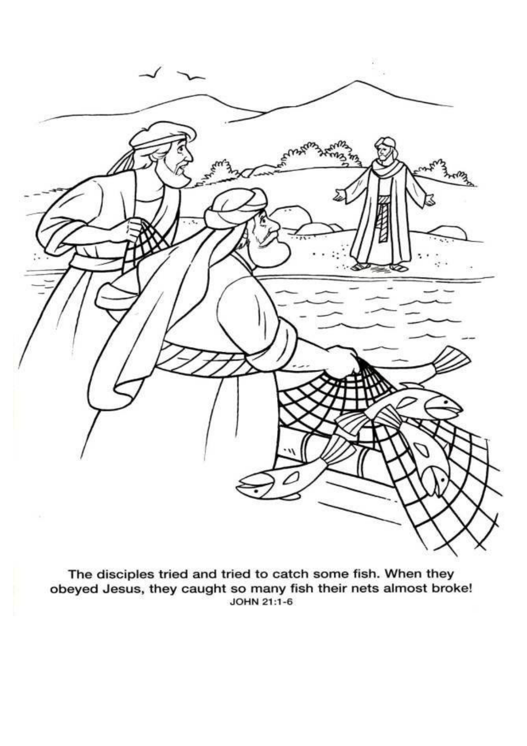The disciples tried and tried to catch some fish. When they obeyed Jesus, they caught so many fish their nets almost broke!
JOHN 21:1-6